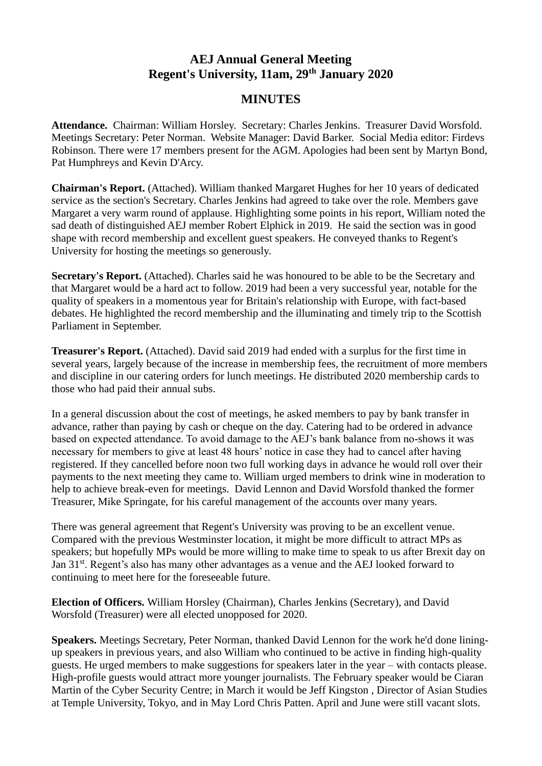# AEJ Annual General Meeting
## Regent's University, 11am, 29th January 2020

## MINUTES

**Attendance.** Chairman: William Horsley. Secretary: Charles Jenkins. Treasurer David Worsfold. Meetings Secretary: Peter Norman. Website Manager: David Barker. Social Media editor: Firdevs Robinson. There were 17 members present for the AGM. Apologies had been sent by Martyn Bond, Pat Humphreys and Kevin D'Arcy.

**Chairman's Report.** (Attached). William thanked Margaret Hughes for her 10 years of dedicated service as the section's Secretary. Charles Jenkins had agreed to take over the role. Members gave Margaret a very warm round of applause. Highlighting some points in his report, William noted the sad death of distinguished AEJ member Robert Elphick in 2019. He said the section was in good shape with record membership and excellent guest speakers. He conveyed thanks to Regent's University for hosting the meetings so generously.

**Secretary's Report.** (Attached). Charles said he was honoured to be able to be the Secretary and that Margaret would be a hard act to follow. 2019 had been a very successful year, notable for the quality of speakers in a momentous year for Britain's relationship with Europe, with fact-based debates. He highlighted the record membership and the illuminating and timely trip to the Scottish Parliament in September.

**Treasurer's Report.** (Attached). David said 2019 had ended with a surplus for the first time in several years, largely because of the increase in membership fees, the recruitment of more members and discipline in our catering orders for lunch meetings. He distributed 2020 membership cards to those who had paid their annual subs.

In a general discussion about the cost of meetings, he asked members to pay by bank transfer in advance, rather than paying by cash or cheque on the day. Catering had to be ordered in advance based on expected attendance. To avoid damage to the AEJ's bank balance from no-shows it was necessary for members to give at least 48 hours' notice in case they had to cancel after having registered. If they cancelled before noon two full working days in advance he would roll over their payments to the next meeting they came to. William urged members to drink wine in moderation to help to achieve break-even for meetings. David Lennon and David Worsfold thanked the former Treasurer, Mike Springate, for his careful management of the accounts over many years.

There was general agreement that Regent's University was proving to be an excellent venue. Compared with the previous Westminster location, it might be more difficult to attract MPs as speakers; but hopefully MPs would be more willing to make time to speak to us after Brexit day on Jan 31st. Regent's also has many other advantages as a venue and the AEJ looked forward to continuing to meet here for the foreseeable future.

**Election of Officers.** William Horsley (Chairman), Charles Jenkins (Secretary), and David Worsfold (Treasurer) were all elected unopposed for 2020.

**Speakers.** Meetings Secretary, Peter Norman, thanked David Lennon for the work he'd done lining-up speakers in previous years, and also William who continued to be active in finding high-quality guests. He urged members to make suggestions for speakers later in the year – with contacts please. High-profile guests would attract more younger journalists. The February speaker would be Ciaran Martin of the Cyber Security Centre; in March it would be Jeff Kingston , Director of Asian Studies at Temple University, Tokyo, and in May Lord Chris Patten. April and June were still vacant slots.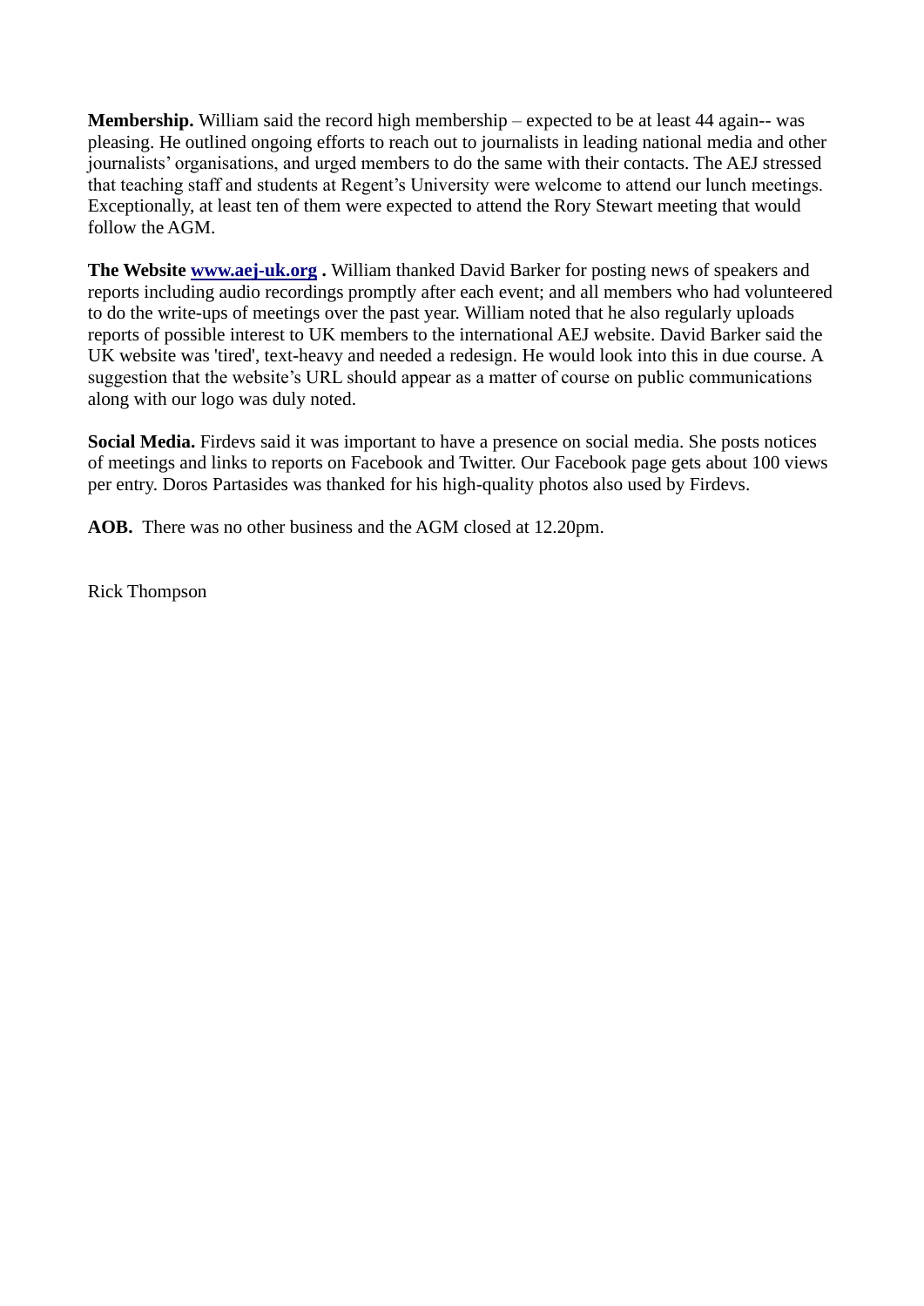**Membership.** William said the record high membership – expected to be at least 44 again-- was pleasing. He outlined ongoing efforts to reach out to journalists in leading national media and other journalists' organisations, and urged members to do the same with their contacts. The AEJ stressed that teaching staff and students at Regent's University were welcome to attend our lunch meetings. Exceptionally, at least ten of them were expected to attend the Rory Stewart meeting that would follow the AGM.

**The Website [www.aej-uk.org](http://www.aej-uk.org) .** William thanked David Barker for posting news of speakers and reports including audio recordings promptly after each event; and all members who had volunteered to do the write-ups of meetings over the past year. William noted that he also regularly uploads reports of possible interest to UK members to the international AEJ website. David Barker said the UK website was 'tired', text-heavy and needed a redesign. He would look into this in due course. A suggestion that the website's URL should appear as a matter of course on public communications along with our logo was duly noted.

**Social Media.** Firdevs said it was important to have a presence on social media. She posts notices of meetings and links to reports on Facebook and Twitter. Our Facebook page gets about 100 views per entry. Doros Partasides was thanked for his high-quality photos also used by Firdevs.

**AOB.** There was no other business and the AGM closed at 12.20pm.

Rick Thompson